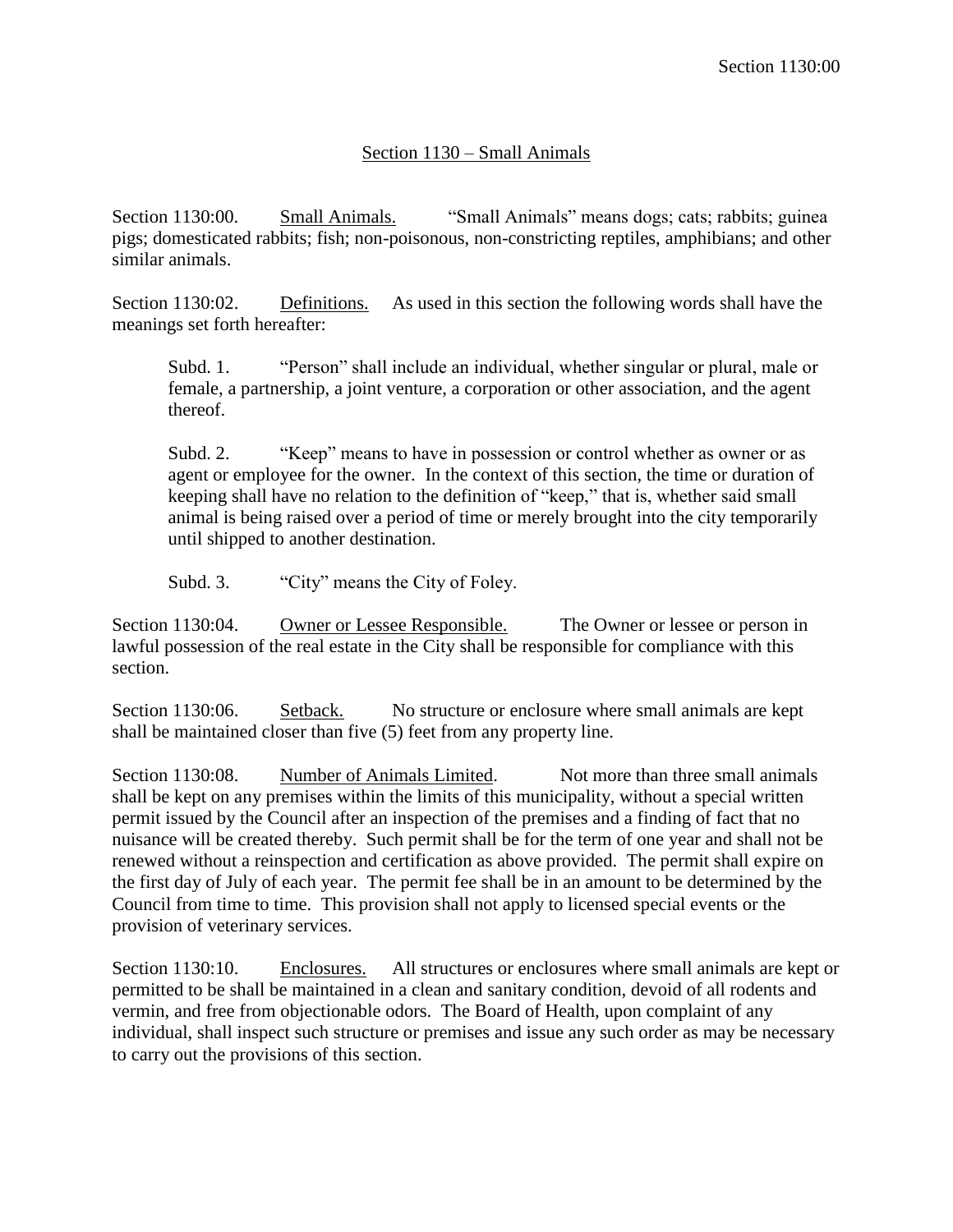## Section 1130 – Small Animals

Section 1130:00. Small Animals. "Small Animals" means dogs; cats; rabbits; guinea pigs; domesticated rabbits; fish; non-poisonous, non-constricting reptiles, amphibians; and other similar animals.

Section 1130:02. Definitions. As used in this section the following words shall have the meanings set forth hereafter:

Subd. 1. "Person" shall include an individual, whether singular or plural, male or female, a partnership, a joint venture, a corporation or other association, and the agent thereof.

Subd. 2. "Keep" means to have in possession or control whether as owner or as agent or employee for the owner. In the context of this section, the time or duration of keeping shall have no relation to the definition of "keep," that is, whether said small animal is being raised over a period of time or merely brought into the city temporarily until shipped to another destination.

Subd. 3. "City" means the City of Foley.

Section 1130:04. Owner or Lessee Responsible. The Owner or lessee or person in lawful possession of the real estate in the City shall be responsible for compliance with this section.

Section 1130:06. Setback. No structure or enclosure where small animals are kept shall be maintained closer than five (5) feet from any property line.

Section 1130:08. Number of Animals Limited. Not more than three small animals shall be kept on any premises within the limits of this municipality, without a special written permit issued by the Council after an inspection of the premises and a finding of fact that no nuisance will be created thereby. Such permit shall be for the term of one year and shall not be renewed without a reinspection and certification as above provided. The permit shall expire on the first day of July of each year. The permit fee shall be in an amount to be determined by the Council from time to time. This provision shall not apply to licensed special events or the provision of veterinary services.

Section 1130:10. Enclosures. All structures or enclosures where small animals are kept or permitted to be shall be maintained in a clean and sanitary condition, devoid of all rodents and vermin, and free from objectionable odors. The Board of Health, upon complaint of any individual, shall inspect such structure or premises and issue any such order as may be necessary to carry out the provisions of this section.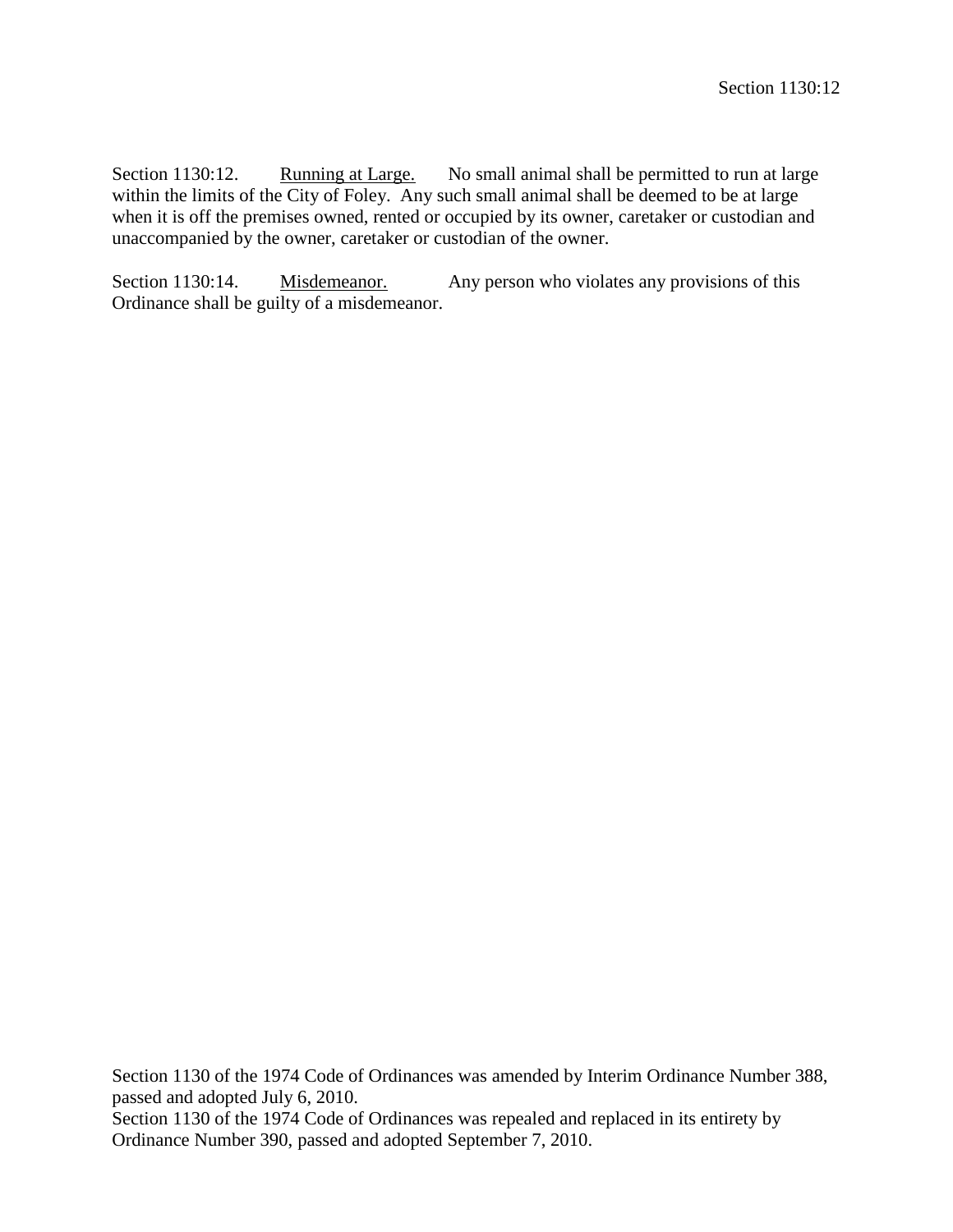Section 1130:12. Running at Large. No small animal shall be permitted to run at large within the limits of the City of Foley. Any such small animal shall be deemed to be at large when it is off the premises owned, rented or occupied by its owner, caretaker or custodian and unaccompanied by the owner, caretaker or custodian of the owner.

Section 1130:14. Misdemeanor. Any person who violates any provisions of this Ordinance shall be guilty of a misdemeanor.

Section 1130 of the 1974 Code of Ordinances was amended by Interim Ordinance Number 388, passed and adopted July 6, 2010.
Section 1130 of the 1974 Code of Ordinances was repealed and replaced in its entirety by Ordinance Number 390, passed and adopted September 7, 2010.